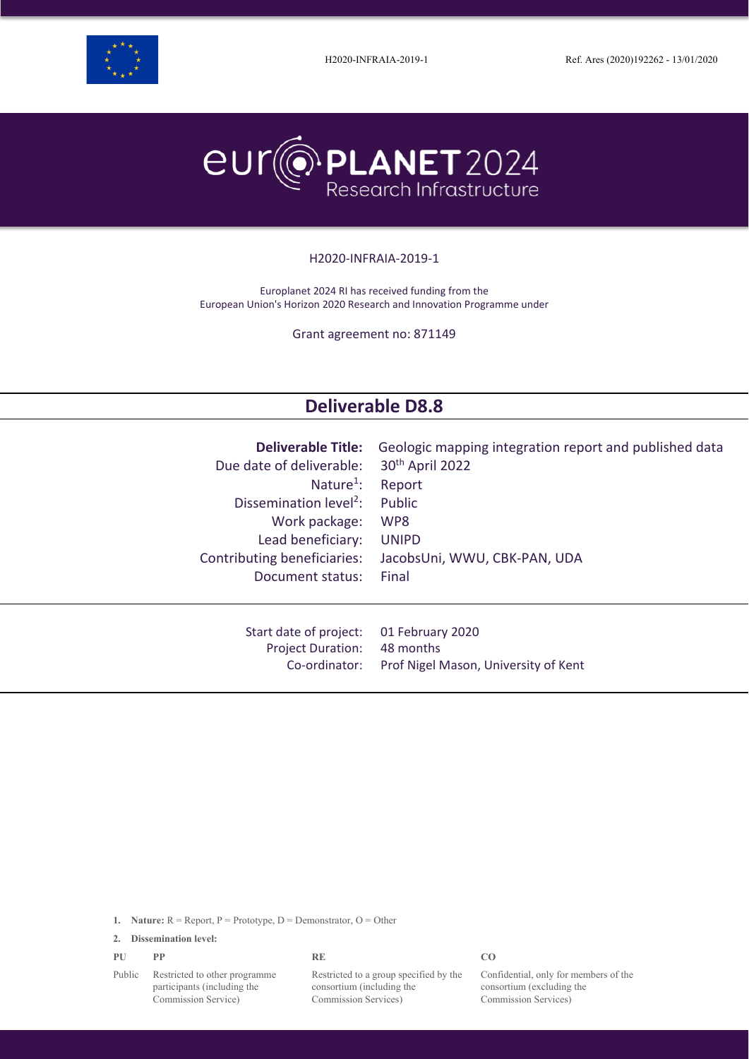H2020-INFRAIA-2019-1 Ref. Ares (2020)192262 - 13/01/2020

# europlanet 2024 Research Infrastructure

H2020-INFRAIA-2019-1

Europlanet 2024 RI has received funding from the European Union's Horizon 2020 Research and Innovation Programme under

Grant agreement no: 871149

## Deliverable D8.8

| | |
|---|---|
| **Deliverable Title:** | Geologic mapping integration report and published data |
| Due date of deliverable: | 30th April 2022 |
| Nature[1]: | Report |
| Dissemination level[2]: | Public |
| Work package: | WP8 |
| Lead beneficiary: | UNIPD |
| Contributing beneficiaries: | JacobsUni, WWU, CBK-PAN, UDA |
| Document status: | Final |

| | |
|---|---|
| Start date of project: | 01 February 2020 |
| Project Duration: | 48 months |
| Co-ordinator: | Prof Nigel Mason, University of Kent |

1. **Nature:** R = Report, P = Prototype, D = Demonstrator, O = Other
2. **Dissemination level:**

| PU | PP | RE | CO |
|---|---|---|---|
| Public | Restricted to other programme participants (including the Commission Service) | Restricted to a group specified by the consortium (including the Commission Services) | Confidential, only for members of the consortium (excluding the Commission Services) |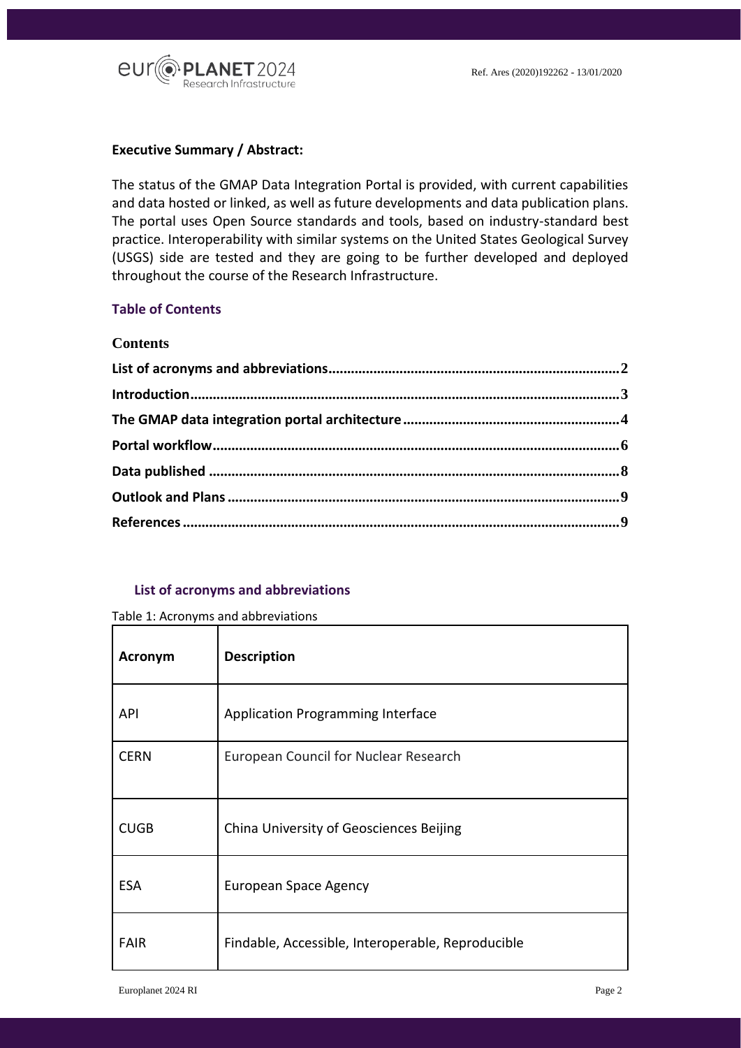## Executive Summary / Abstract:

The status of the GMAP Data Integration Portal is provided, with current capabilities and data hosted or linked, as well as future developments and data publication plans. The portal uses Open Source standards and tools, based on industry-standard best practice. Interoperability with similar systems on the United States Geological Survey (USGS) side are tested and they are going to be further developed and deployed throughout the course of the Research Infrastructure.

## Table of Contents

### Contents

- **List of acronyms and abbreviations** .......... **2**
- **Introduction** .......... **3**
- **The GMAP data integration portal architecture** .......... **4**
- **Portal workflow** .......... **6**
- **Data published** .......... **8**
- **Outlook and Plans** .......... **9**
- **References** .......... **9**

## List of acronyms and abbreviations

Table 1: Acronyms and abbreviations

| Acronym | Description |
|---|---|
| API | Application Programming Interface |
| CERN | European Council for Nuclear Research |
| CUGB | China University of Geosciences Beijing |
| ESA | European Space Agency |
| FAIR | Findable, Accessible, Interoperable, Reproducible |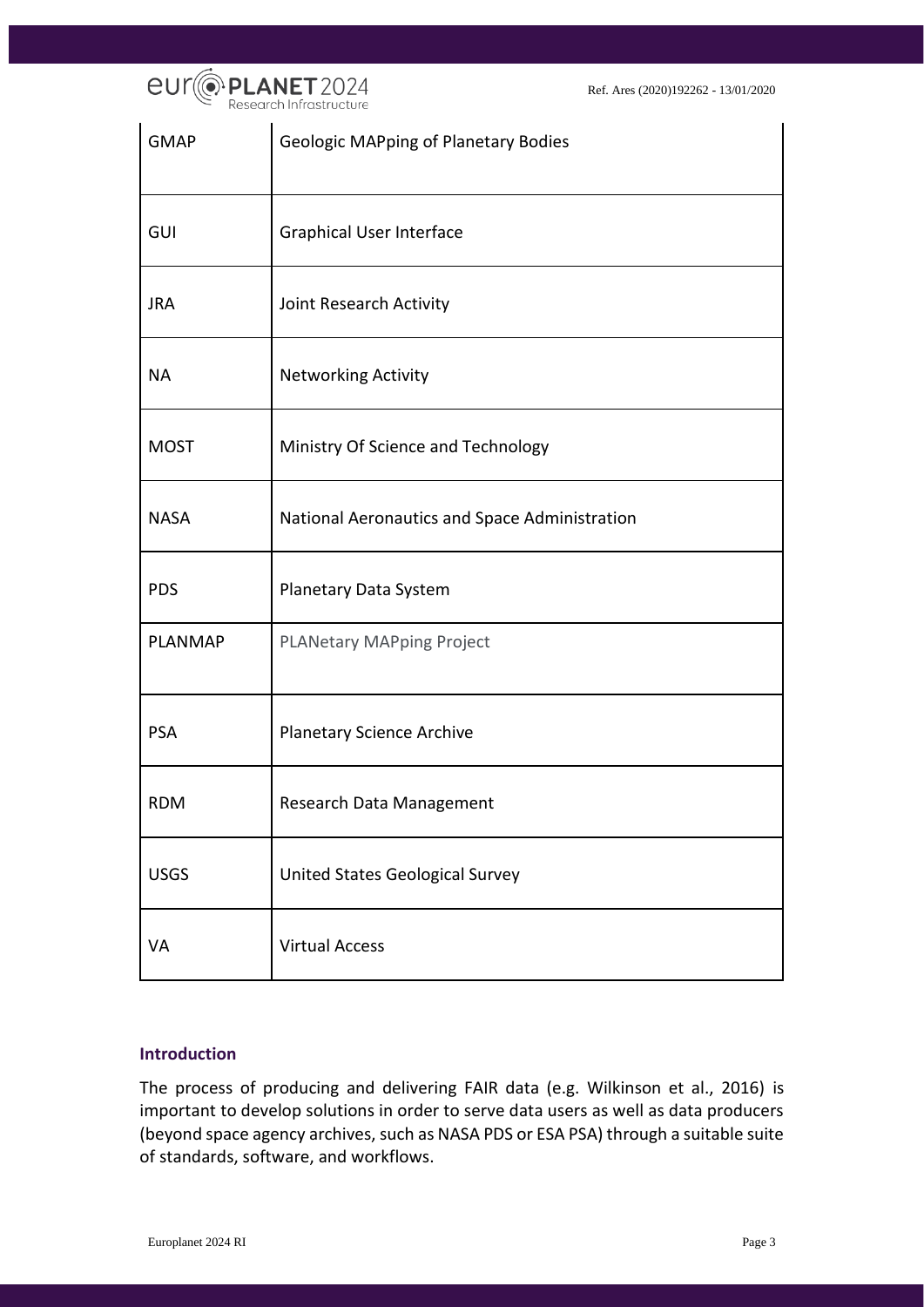| GMAP | Geologic MAPping of Planetary Bodies |
|---|---|
| GUI | Graphical User Interface |
| JRA | Joint Research Activity |
| NA | Networking Activity |
| MOST | Ministry Of Science and Technology |
| NASA | National Aeronautics and Space Administration |
| PDS | Planetary Data System |
| PLANMAP | PLANetary MAPping Project |
| PSA | Planetary Science Archive |
| RDM | Research Data Management |
| USGS | United States Geological Survey |
| VA | Virtual Access |

### Introduction

The process of producing and delivering FAIR data (e.g. Wilkinson et al., 2016) is important to develop solutions in order to serve data users as well as data producers (beyond space agency archives, such as NASA PDS or ESA PSA) through a suitable suite of standards, software, and workflows.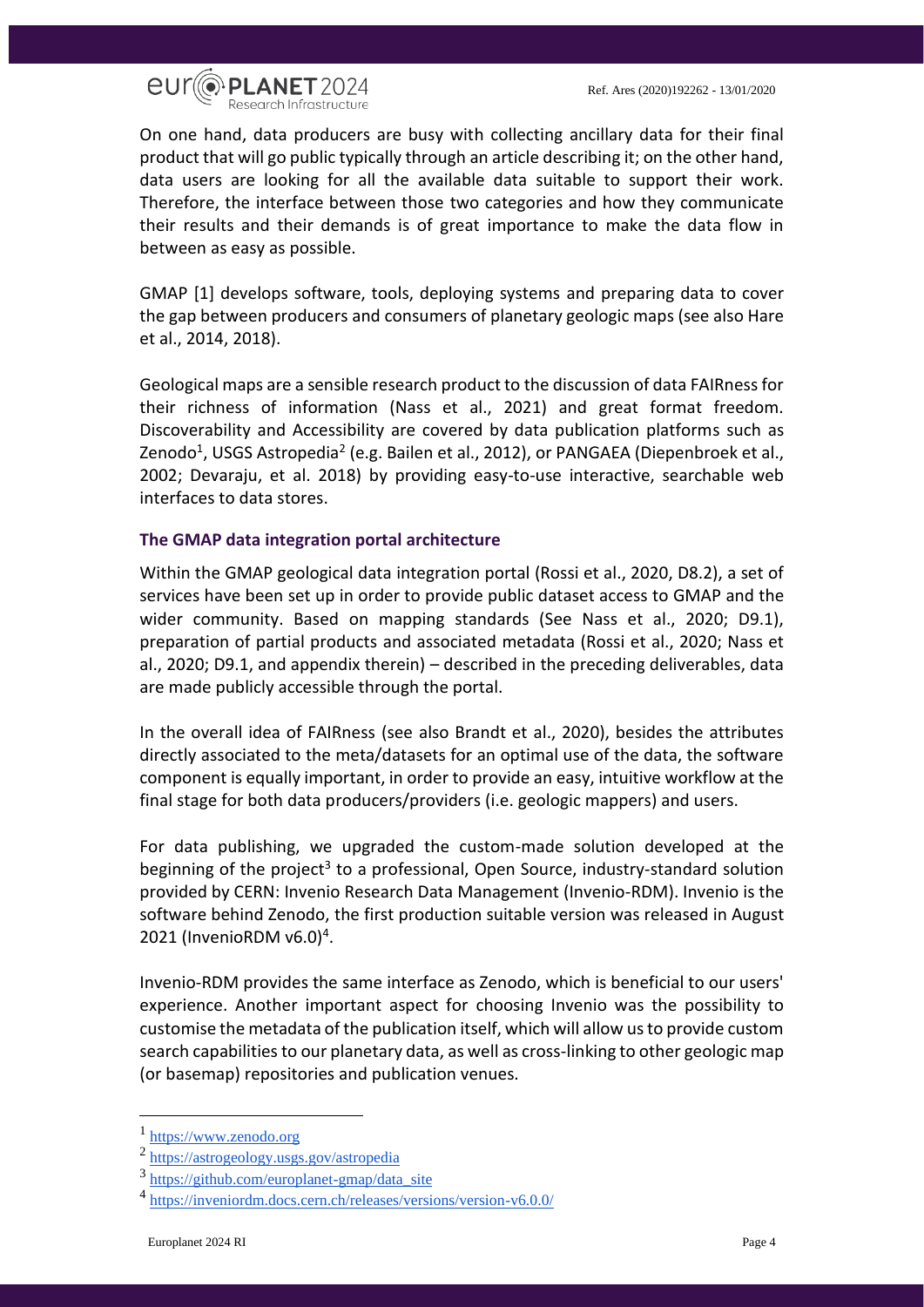On one hand, data producers are busy with collecting ancillary data for their final product that will go public typically through an article describing it; on the other hand, data users are looking for all the available data suitable to support their work. Therefore, the interface between those two categories and how they communicate their results and their demands is of great importance to make the data flow in between as easy as possible.

GMAP [1] develops software, tools, deploying systems and preparing data to cover the gap between producers and consumers of planetary geologic maps (see also Hare et al., 2014, 2018).

Geological maps are a sensible research product to the discussion of data FAIRness for their richness of information (Nass et al., 2021) and great format freedom. Discoverability and Accessibility are covered by data publication platforms such as Zenodo[1], USGS Astropedia[2] (e.g. Bailen et al., 2012), or PANGAEA (Diepenbroek et al., 2002; Devaraju, et al. 2018) by providing easy-to-use interactive, searchable web interfaces to data stores.

### The GMAP data integration portal architecture

Within the GMAP geological data integration portal (Rossi et al., 2020, D8.2), a set of services have been set up in order to provide public dataset access to GMAP and the wider community. Based on mapping standards (See Nass et al., 2020; D9.1), preparation of partial products and associated metadata (Rossi et al., 2020; Nass et al., 2020; D9.1, and appendix therein) – described in the preceding deliverables, data are made publicly accessible through the portal.

In the overall idea of FAIRness (see also Brandt et al., 2020), besides the attributes directly associated to the meta/datasets for an optimal use of the data, the software component is equally important, in order to provide an easy, intuitive workflow at the final stage for both data producers/providers (i.e. geologic mappers) and users.

For data publishing, we upgraded the custom-made solution developed at the beginning of the project[3] to a professional, Open Source, industry-standard solution provided by CERN: Invenio Research Data Management (Invenio-RDM). Invenio is the software behind Zenodo, the first production suitable version was released in August 2021 (InvenioRDM v6.0)[4].

Invenio-RDM provides the same interface as Zenodo, which is beneficial to our users' experience. Another important aspect for choosing Invenio was the possibility to customise the metadata of the publication itself, which will allow us to provide custom search capabilities to our planetary data, as well as cross-linking to other geologic map (or basemap) repositories and publication venues.

---

[1] https://www.zenodo.org

[2] https://astrogeology.usgs.gov/astropedia

[3] https://github.com/europlanet-gmap/data_site

[4] https://inveniordm.docs.cern.ch/releases/versions/version-v6.0.0/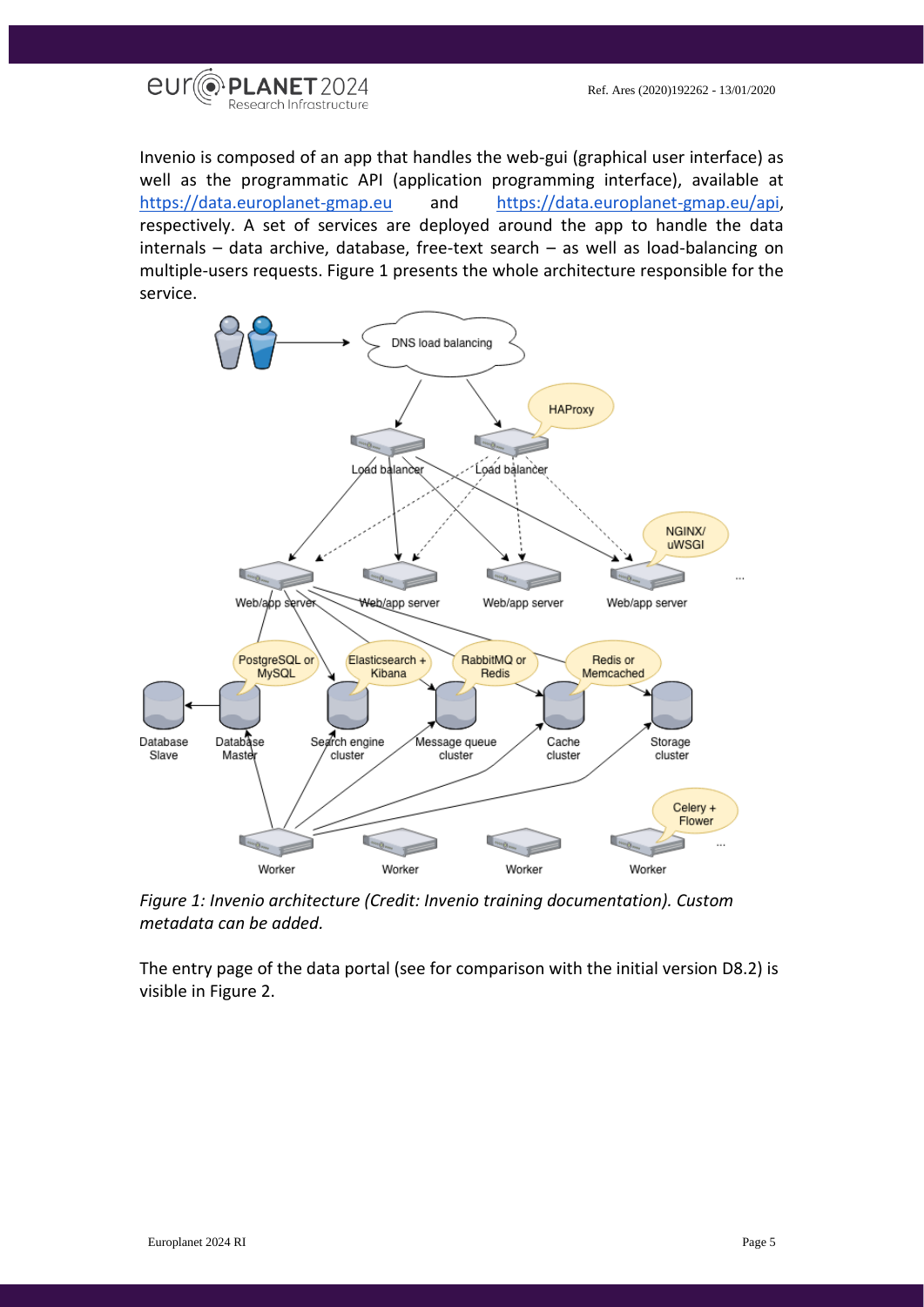Invenio is composed of an app that handles the web-gui (graphical user interface) as well as the programmatic API (application programming interface), available at https://data.europlanet-gmap.eu and https://data.europlanet-gmap.eu/api, respectively. A set of services are deployed around the app to handle the data internals – data archive, database, free-text search – as well as load-balancing on multiple-users requests. Figure 1 presents the whole architecture responsible for the service.

*Figure 1: Invenio architecture (Credit: Invenio training documentation). Custom metadata can be added.*

The entry page of the data portal (see for comparison with the initial version D8.2) is visible in Figure 2.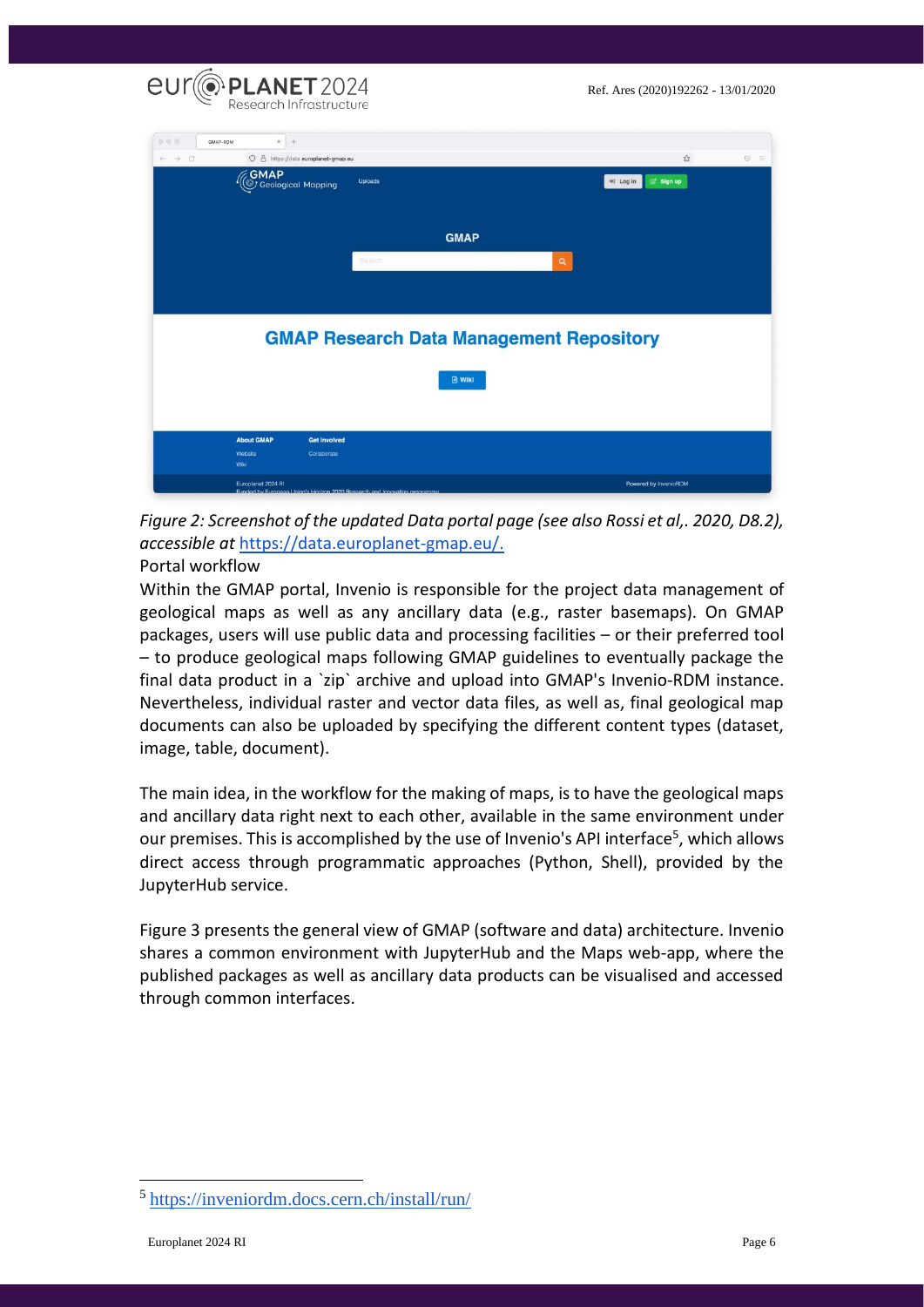*Figure 2: Screenshot of the updated Data portal page (see also Rossi et al,. 2020, D8.2), accessible at* [https://data.europlanet-gmap.eu/.](https://data.europlanet-gmap.eu/)

Portal workflow

Within the GMAP portal, Invenio is responsible for the project data management of geological maps as well as any ancillary data (e.g., raster basemaps). On GMAP packages, users will use public data and processing facilities – or their preferred tool – to produce geological maps following GMAP guidelines to eventually package the final data product in a `zip` archive and upload into GMAP's Invenio-RDM instance. Nevertheless, individual raster and vector data files, as well as, final geological map documents can also be uploaded by specifying the different content types (dataset, image, table, document).

The main idea, in the workflow for the making of maps, is to have the geological maps and ancillary data right next to each other, available in the same environment under our premises. This is accomplished by the use of Invenio's API interface[5], which allows direct access through programmatic approaches (Python, Shell), provided by the JupyterHub service.

Figure 3 presents the general view of GMAP (software and data) architecture. Invenio shares a common environment with JupyterHub and the Maps web-app, where the published packages as well as ancillary data products can be visualised and accessed through common interfaces.

---

[5] https://inveniordm.docs.cern.ch/install/run/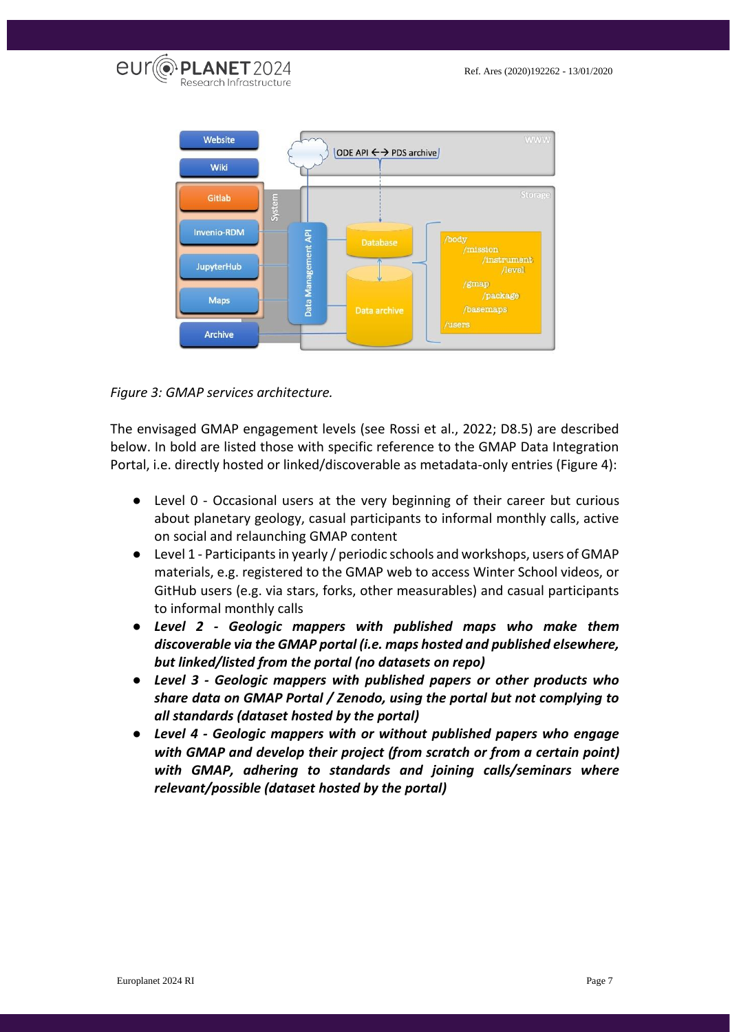*Figure 3: GMAP services architecture.*

The envisaged GMAP engagement levels (see Rossi et al., 2022; D8.5) are described below. In bold are listed those with specific reference to the GMAP Data Integration Portal, i.e. directly hosted or linked/discoverable as metadata-only entries (Figure 4):

- Level 0 - Occasional users at the very beginning of their career but curious about planetary geology, casual participants to informal monthly calls, active on social and relaunching GMAP content
- Level 1 - Participants in yearly / periodic schools and workshops, users of GMAP materials, e.g. registered to the GMAP web to access Winter School videos, or GitHub users (e.g. via stars, forks, other measurables) and casual participants to informal monthly calls
- ***Level 2 - Geologic mappers with published maps who make them discoverable via the GMAP portal (i.e. maps hosted and published elsewhere, but linked/listed from the portal (no datasets on repo)***
- ***Level 3 - Geologic mappers with published papers or other products who share data on GMAP Portal / Zenodo, using the portal but not complying to all standards (dataset hosted by the portal)***
- ***Level 4 - Geologic mappers with or without published papers who engage with GMAP and develop their project (from scratch or from a certain point) with GMAP, adhering to standards and joining calls/seminars where relevant/possible (dataset hosted by the portal)***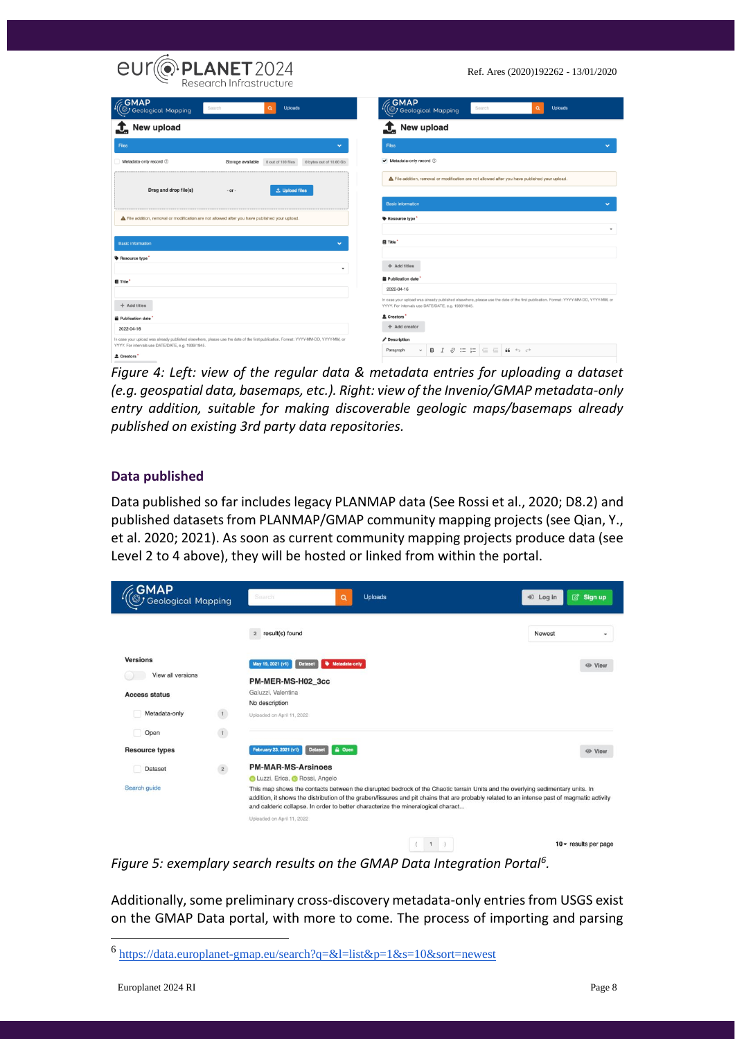*Figure 4: Left: view of the regular data & metadata entries for uploading a dataset (e.g. geospatial data, basemaps, etc.). Right: view of the Invenio/GMAP metadata-only entry addition, suitable for making discoverable geologic maps/basemaps already published on existing 3rd party data repositories.*

### Data published

Data published so far includes legacy PLANMAP data (See Rossi et al., 2020; D8.2) and published datasets from PLANMAP/GMAP community mapping projects (see Qian, Y., et al. 2020; 2021). As soon as current community mapping projects produce data (see Level 2 to 4 above), they will be hosted or linked from within the portal.

*Figure 5: exemplary search results on the GMAP Data Integration Portal[6].*

Additionally, some preliminary cross-discovery metadata-only entries from USGS exist on the GMAP Data portal, with more to come. The process of importing and parsing

[6] https://data.europlanet-gmap.eu/search?q=&l=list&p=1&s=10&sort=newest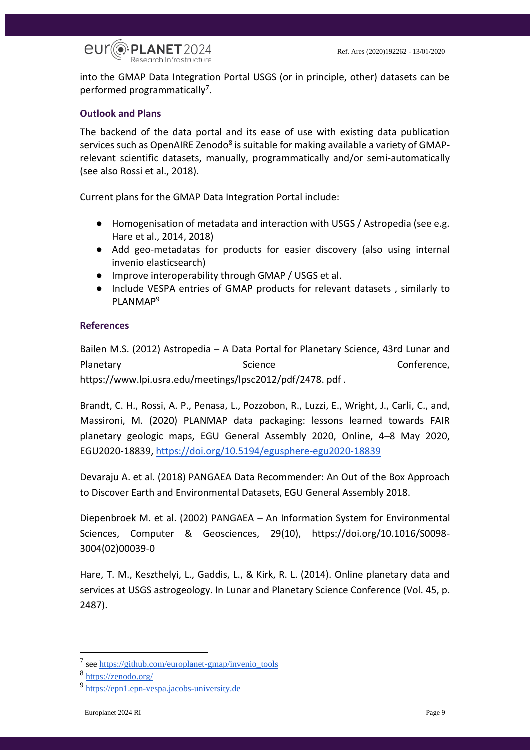into the GMAP Data Integration Portal USGS (or in principle, other) datasets can be performed programmatically[7].

### Outlook and Plans

The backend of the data portal and its ease of use with existing data publication services such as OpenAIRE Zenodo[8] is suitable for making available a variety of GMAP-relevant scientific datasets, manually, programmatically and/or semi-automatically (see also Rossi et al., 2018).

Current plans for the GMAP Data Integration Portal include:

- Homogenisation of metadata and interaction with USGS / Astropedia (see e.g. Hare et al., 2014, 2018)
- Add geo-metadatas for products for easier discovery (also using internal invenio elasticsearch)
- Improve interoperability through GMAP / USGS et al.
- Include VESPA entries of GMAP products for relevant datasets , similarly to PLANMAP[9]

### References

Bailen M.S. (2012) Astropedia – A Data Portal for Planetary Science, 43rd Lunar and Planetary Science Conference, https://www.lpi.usra.edu/meetings/lpsc2012/pdf/2478. pdf .

Brandt, C. H., Rossi, A. P., Penasa, L., Pozzobon, R., Luzzi, E., Wright, J., Carli, C., and, Massironi, M. (2020) PLANMAP data packaging: lessons learned towards FAIR planetary geologic maps, EGU General Assembly 2020, Online, 4–8 May 2020, EGU2020-18839, https://doi.org/10.5194/egusphere-egu2020-18839

Devaraju A. et al. (2018) PANGAEA Data Recommender: An Out of the Box Approach to Discover Earth and Environmental Datasets, EGU General Assembly 2018.

Diepenbroek M. et al. (2002) PANGAEA – An Information System for Environmental Sciences, Computer & Geosciences, 29(10), https://doi.org/10.1016/S0098-3004(02)00039-0

Hare, T. M., Keszthelyi, L., Gaddis, L., & Kirk, R. L. (2014). Online planetary data and services at USGS astrogeology. In Lunar and Planetary Science Conference (Vol. 45, p. 2487).

---

[7] see https://github.com/europlanet-gmap/invenio_tools

[8] https://zenodo.org/

[9] https://epn1.epn-vespa.jacobs-university.de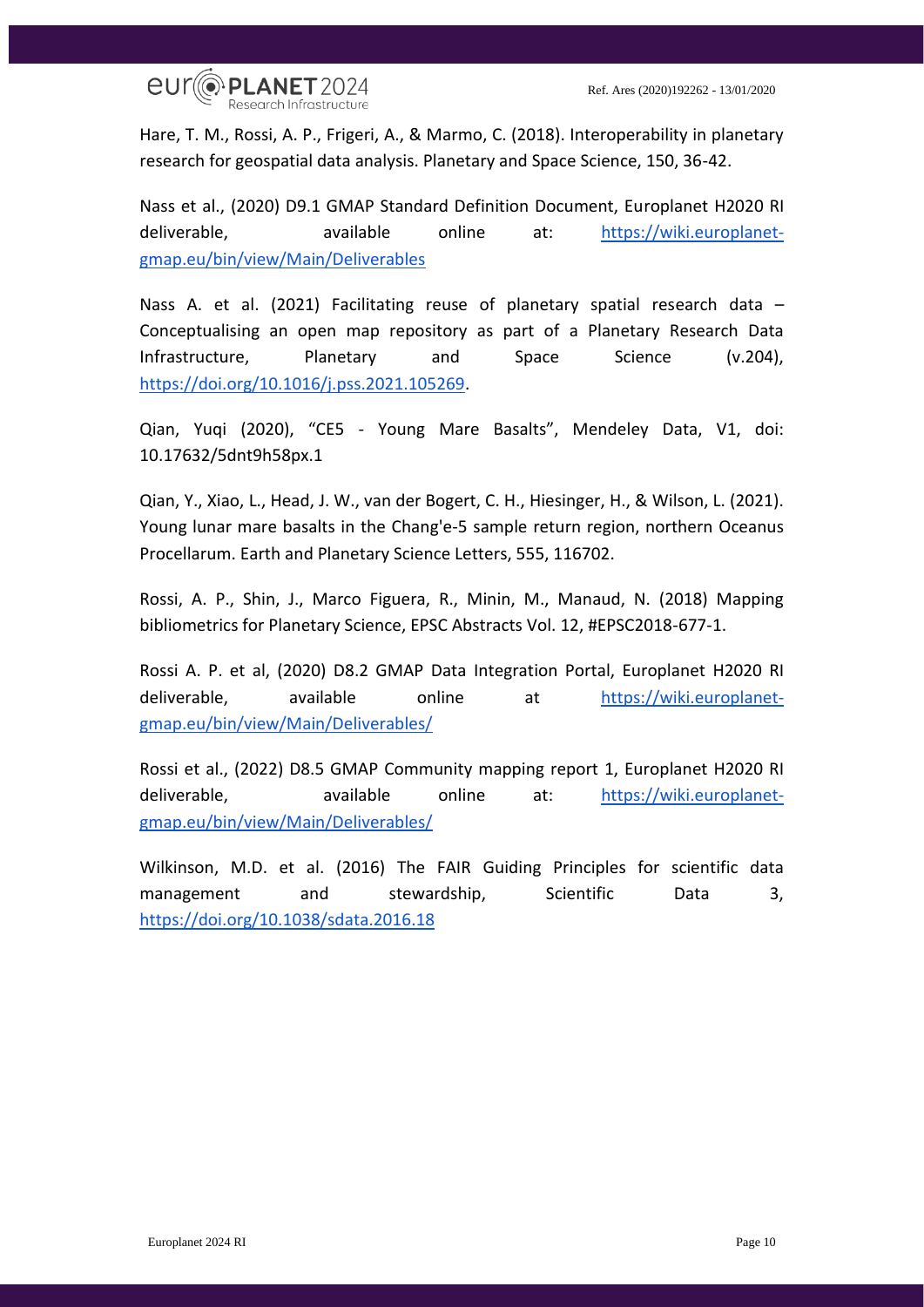Hare, T. M., Rossi, A. P., Frigeri, A., & Marmo, C. (2018). Interoperability in planetary research for geospatial data analysis. Planetary and Space Science, 150, 36-42.

Nass et al., (2020) D9.1 GMAP Standard Definition Document, Europlanet H2020 RI deliverable, available online at: https://wiki.europlanet-gmap.eu/bin/view/Main/Deliverables

Nass A. et al. (2021) Facilitating reuse of planetary spatial research data – Conceptualising an open map repository as part of a Planetary Research Data Infrastructure, Planetary and Space Science (v.204), https://doi.org/10.1016/j.pss.2021.105269.

Qian, Yuqi (2020), "CE5 - Young Mare Basalts", Mendeley Data, V1, doi: 10.17632/5dnt9h58px.1

Qian, Y., Xiao, L., Head, J. W., van der Bogert, C. H., Hiesinger, H., & Wilson, L. (2021). Young lunar mare basalts in the Chang'e-5 sample return region, northern Oceanus Procellarum. Earth and Planetary Science Letters, 555, 116702.

Rossi, A. P., Shin, J., Marco Figuera, R., Minin, M., Manaud, N. (2018) Mapping bibliometrics for Planetary Science, EPSC Abstracts Vol. 12, #EPSC2018-677-1.

Rossi A. P. et al, (2020) D8.2 GMAP Data Integration Portal, Europlanet H2020 RI deliverable, available online at https://wiki.europlanet-gmap.eu/bin/view/Main/Deliverables/

Rossi et al., (2022) D8.5 GMAP Community mapping report 1, Europlanet H2020 RI deliverable, available online at: https://wiki.europlanet-gmap.eu/bin/view/Main/Deliverables/

Wilkinson, M.D. et al. (2016) The FAIR Guiding Principles for scientific data management and stewardship, Scientific Data 3, https://doi.org/10.1038/sdata.2016.18